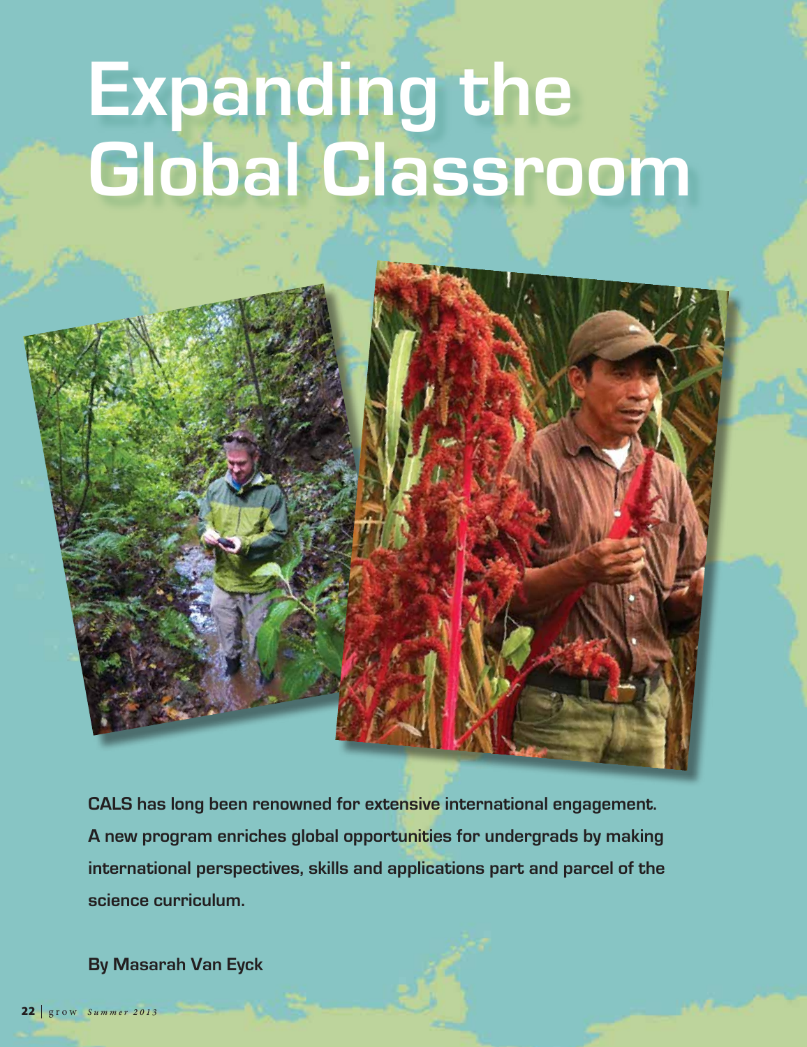# Expanding the Global Classroom

**CALS has long been renowned for extensive international engagement. A new program enriches global opportunities for undergrads by making international perspectives, skills and applications part and parcel of the science curriculum.**

**By Masarah Van Eyck**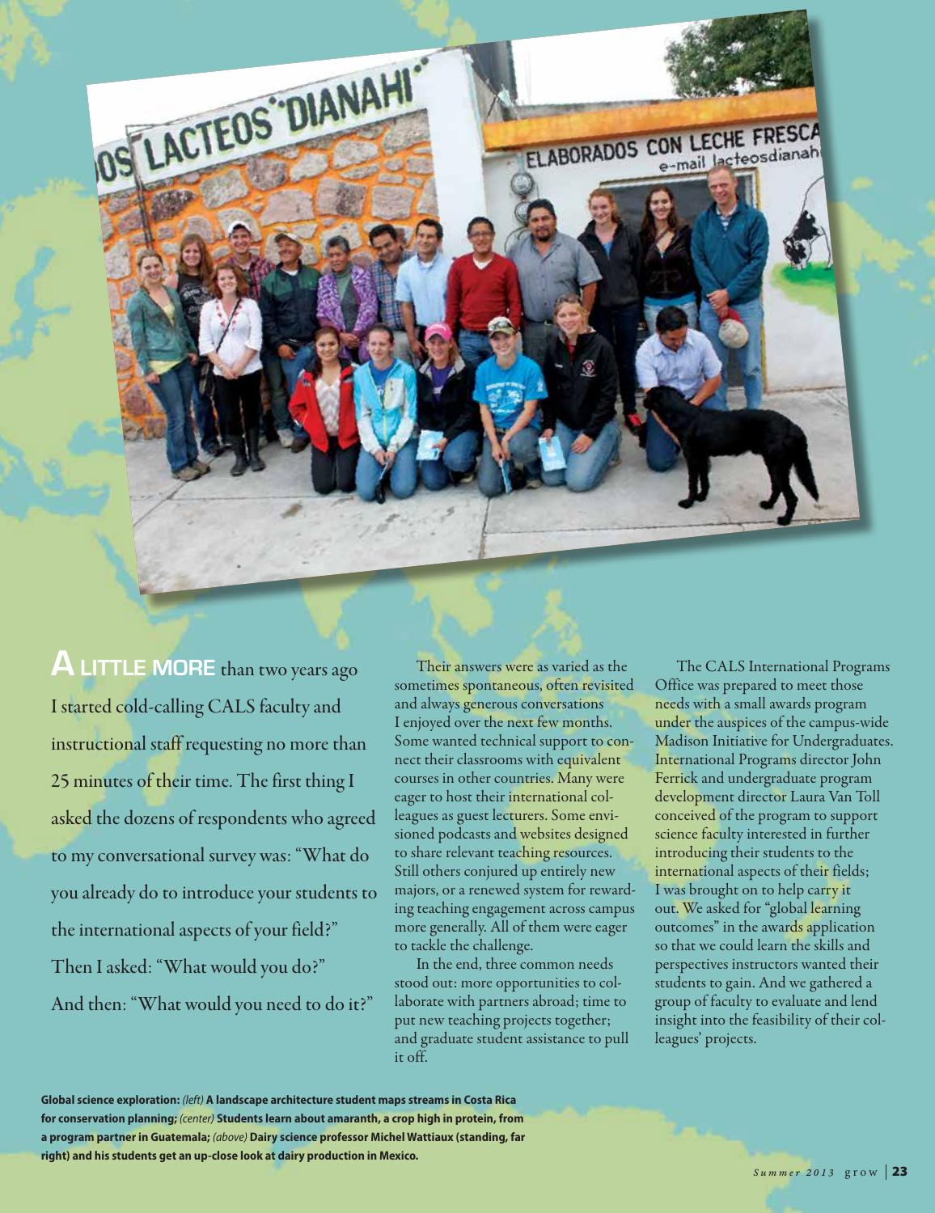**A LITTLE MORE** than two years ago I started cold-calling CALS faculty and instructional staff requesting no more than 25 minutes of their time. The first thing I asked the dozens of respondents who agreed to my conversational survey was: "What do you already do to introduce your students to the international aspects of your field?" Then I asked: "What would you do?" And then: "What would you need to do it?"

Their answers were as varied as the sometimes spontaneous, often revisited and always generous conversations I enjoyed over the next few months. Some wanted technical support to connect their classrooms with equivalent courses in other countries. Many were eager to host their international colleagues as guest lecturers. Some envisioned podcasts and websites designed to share relevant teaching resources. Still others conjured up entirely new majors, or a renewed system for rewarding teaching engagement across campus more generally. All of them were eager to tackle the challenge.

In the end, three common needs stood out: more opportunities to collaborate with partners abroad; time to put new teaching projects together; and graduate student assistance to pull it off.

The CALS International Programs Office was prepared to meet those needs with a small awards program under the auspices of the campus-wide Madison Initiative for Undergraduates. International Programs director John Ferrick and undergraduate program development director Laura Van Toll conceived of the program to support science faculty interested in further introducing their students to the international aspects of their fields; I was brought on to help carry it out. We asked for "global learning outcomes" in the awards application so that we could learn the skills and perspectives instructors wanted their students to gain. And we gathered a group of faculty to evaluate and lend insight into the feasibility of their colleagues' projects.

**Global science exploration:** *(left)* **A landscape architecture student maps streams in Costa Rica for conservation planning;** *(center)* **Students learn about amaranth, a crop high in protein, from a program partner in Guatemala;** *(above)* **Dairy science professor Michel Wattiaux (standing, far right) and his students get an up-close look at dairy production in Mexico.**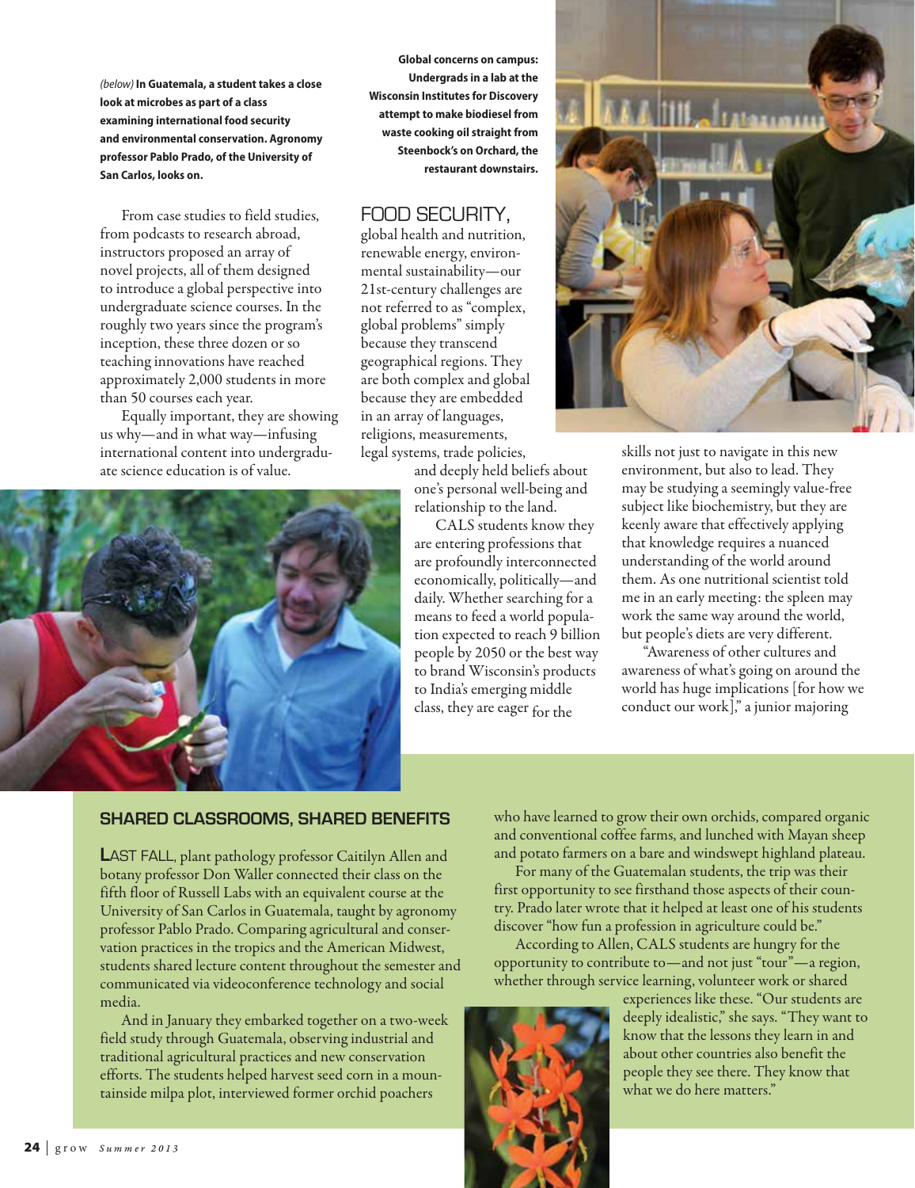*(below)* **In Guatemala, a student takes a close look at microbes as part of a class examining international food security and environmental conservation. Agronomy professor Pablo Prado, of the University of San Carlos, looks on.**

From case studies to field studies, from podcasts to research abroad, instructors proposed an array of novel projects, all of them designed to introduce a global perspective into undergraduate science courses. In the roughly two years since the program's inception, these three dozen or so teaching innovations have reached approximately 2,000 students in more than 50 courses each year.

Equally important, they are showing us why—and in what way—infusing international content into undergraduate science education is of value.

**Global concerns on campus: Undergrads in a lab at the Wisconsin Institutes for Discovery attempt to make biodiesel from waste cooking oil straight from Steenbock's on Orchard, the restaurant downstairs.**

FOOD SECURITY, global health and nutrition, renewable energy, environmental sustainability—our 21st-century challenges are not referred to as "complex, global problems" simply because they transcend geographical regions. They are both complex and global because they are embedded in an array of languages, religions, measurements, legal systems, trade policies, and deeply held beliefs about one's personal well-being and relationship to the land.

CALS students know they are entering professions that are profoundly interconnected economically, politically—and daily. Whether searching for a means to feed a world population expected to reach 9 billion people by 2050 or the best way to brand Wisconsin's products to India's emerging middle class, they are eager for the skills not just to navigate in this new environment, but also to lead. They may be studying a seemingly value-free subject like biochemistry, but they are keenly aware that effectively applying that knowledge requires a nuanced understanding of the world around them. As one nutritional scientist told me in an early meeting: the spleen may work the same way around the world, but people's diets are very different.

"Awareness of other cultures and awareness of what's going on around the world has huge implications [for how we conduct our work]," a junior majoring

## SHARED CLASSROOMS, SHARED BENEFITS

LAST FALL, plant pathology professor Caitilyn Allen and botany professor Don Waller connected their class on the fifth floor of Russell Labs with an equivalent course at the University of San Carlos in Guatemala, taught by agronomy professor Pablo Prado. Comparing agricultural and conservation practices in the tropics and the American Midwest, students shared lecture content throughout the semester and communicated via videoconference technology and social media.

And in January they embarked together on a two-week field study through Guatemala, observing industrial and traditional agricultural practices and new conservation efforts. The students helped harvest seed corn in a mountainside milpa plot, interviewed former orchid poachers who have learned to grow their own orchids, compared organic and conventional coffee farms, and lunched with Mayan sheep and potato farmers on a bare and windswept highland plateau.

For many of the Guatemalan students, the trip was their first opportunity to see firsthand those aspects of their country. Prado later wrote that it helped at least one of his students discover "how fun a profession in agriculture could be."

According to Allen, CALS students are hungry for the opportunity to contribute to—and not just "tour"—a region, whether through service learning, volunteer work or shared experiences like these. "Our students are deeply idealistic," she says. "They want to know that the lessons they learn in and about other countries also benefit the people they see there. They know that what we do here matters."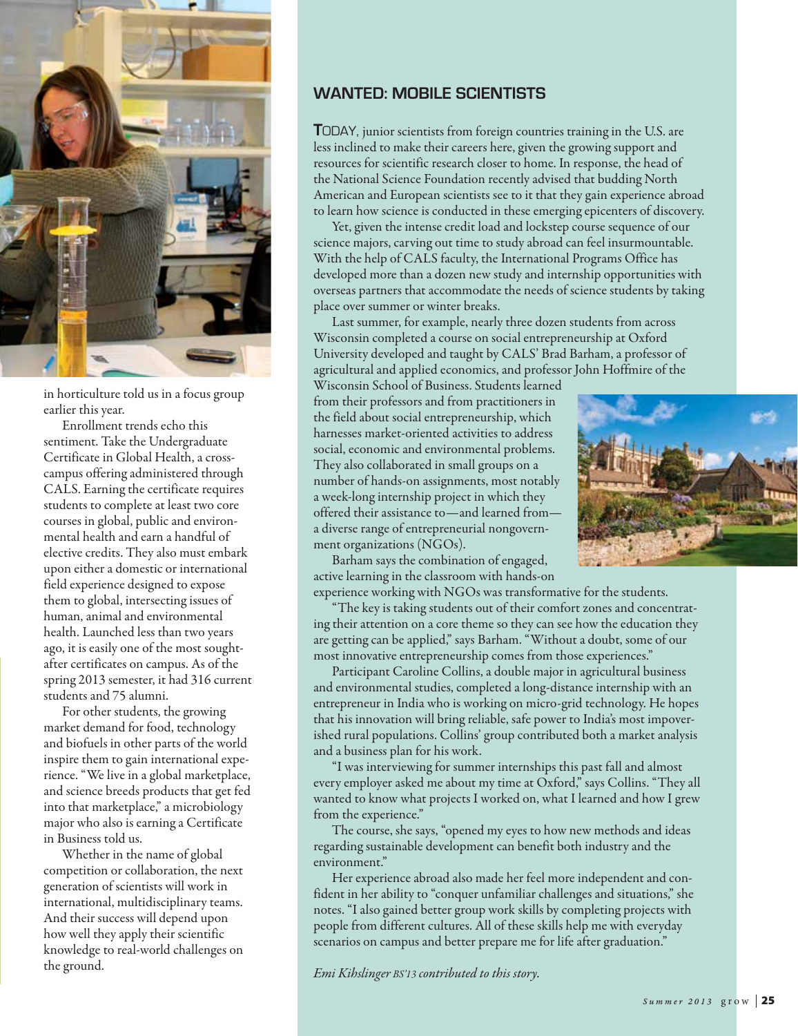in horticulture told us in a focus group earlier this year.

Enrollment trends echo this sentiment. Take the Undergraduate Certificate in Global Health, a cross-campus offering administered through CALS. Earning the certificate requires students to complete at least two core courses in global, public and environmental health and earn a handful of elective credits. They also must embark upon either a domestic or international field experience designed to expose them to global, intersecting issues of human, animal and environmental health. Launched less than two years ago, it is easily one of the most sought-after certificates on campus. As of the spring 2013 semester, it had 316 current students and 75 alumni.

For other students, the growing market demand for food, technology and biofuels in other parts of the world inspire them to gain international experience. "We live in a global marketplace, and science breeds products that get fed into that marketplace," a microbiology major who also is earning a Certificate in Business told us.

Whether in the name of global competition or collaboration, the next generation of scientists will work in international, multidisciplinary teams. And their success will depend upon how well they apply their scientific knowledge to real-world challenges on the ground.

## WANTED: MOBILE SCIENTISTS

**T**ODAY, junior scientists from foreign countries training in the U.S. are less inclined to make their careers here, given the growing support and resources for scientific research closer to home. In response, the head of the National Science Foundation recently advised that budding North American and European scientists see to it that they gain experience abroad to learn how science is conducted in these emerging epicenters of discovery.

Yet, given the intense credit load and lockstep course sequence of our science majors, carving out time to study abroad can feel insurmountable. With the help of CALS faculty, the International Programs Office has developed more than a dozen new study and internship opportunities with overseas partners that accommodate the needs of science students by taking place over summer or winter breaks.

Last summer, for example, nearly three dozen students from across Wisconsin completed a course on social entrepreneurship at Oxford University developed and taught by CALS' Brad Barham, a professor of agricultural and applied economics, and professor John Hoffmire of the Wisconsin School of Business. Students learned from their professors and from practitioners in the field about social entrepreneurship, which harnesses market-oriented activities to address social, economic and environmental problems. They also collaborated in small groups on a number of hands-on assignments, most notably a week-long internship project in which they offered their assistance to—and learned from—a diverse range of entrepreneurial nongovernment organizations (NGOs).

Barham says the combination of engaged, active learning in the classroom with hands-on experience working with NGOs was transformative for the students.

"The key is taking students out of their comfort zones and concentrating their attention on a core theme so they can see how the education they are getting can be applied," says Barham. "Without a doubt, some of our most innovative entrepreneurship comes from those experiences."

Participant Caroline Collins, a double major in agricultural business and environmental studies, completed a long-distance internship with an entrepreneur in India who is working on micro-grid technology. He hopes that his innovation will bring reliable, safe power to India's most impoverished rural populations. Collins' group contributed both a market analysis and a business plan for his work.

"I was interviewing for summer internships this past fall and almost every employer asked me about my time at Oxford," says Collins. "They all wanted to know what projects I worked on, what I learned and how I grew from the experience."

The course, she says, "opened my eyes to how new methods and ideas regarding sustainable development can benefit both industry and the environment."

Her experience abroad also made her feel more independent and confident in her ability to "conquer unfamiliar challenges and situations," she notes. "I also gained better group work skills by completing projects with people from different cultures. All of these skills help me with everyday scenarios on campus and better prepare me for life after graduation."

*Emi Kihslinger BS'13 contributed to this story.*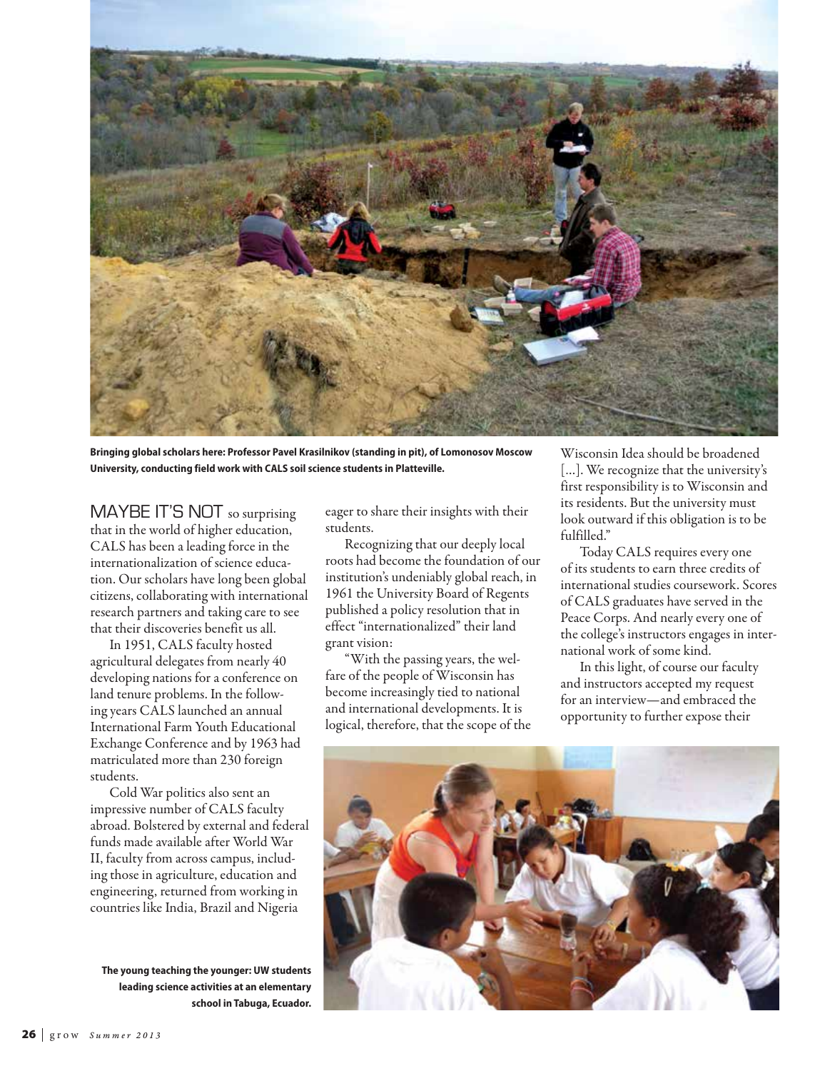**Bringing global scholars here: Professor Pavel Krasilnikov (standing in pit), of Lomonosov Moscow University, conducting field work with CALS soil science students in Platteville.**

MAYBE IT'S NOT so surprising that in the world of higher education, CALS has been a leading force in the internationalization of science education. Our scholars have long been global citizens, collaborating with international research partners and taking care to see that their discoveries benefit us all.

In 1951, CALS faculty hosted agricultural delegates from nearly 40 developing nations for a conference on land tenure problems. In the following years CALS launched an annual International Farm Youth Educational Exchange Conference and by 1963 had matriculated more than 230 foreign students.

Cold War politics also sent an impressive number of CALS faculty abroad. Bolstered by external and federal funds made available after World War II, faculty from across campus, including those in agriculture, education and engineering, returned from working in countries like India, Brazil and Nigeria eager to share their insights with their students.

Recognizing that our deeply local roots had become the foundation of our institution's undeniably global reach, in 1961 the University Board of Regents published a policy resolution that in effect "internationalized" their land grant vision:

"With the passing years, the welfare of the people of Wisconsin has become increasingly tied to national and international developments. It is logical, therefore, that the scope of the Wisconsin Idea should be broadened [...]. We recognize that the university's first responsibility is to Wisconsin and its residents. But the university must look outward if this obligation is to be fulfilled."

Today CALS requires every one of its students to earn three credits of international studies coursework. Scores of CALS graduates have served in the Peace Corps. And nearly every one of the college's instructors engages in international work of some kind.

In this light, of course our faculty and instructors accepted my request for an interview—and embraced the opportunity to further expose their

**The young teaching the younger: UW students leading science activities at an elementary school in Tabuga, Ecuador.**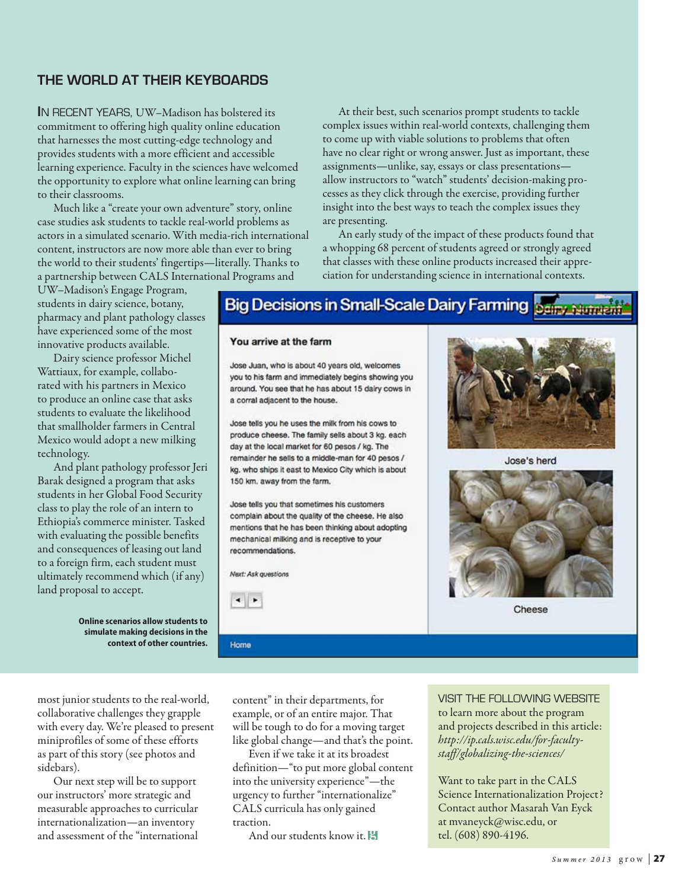## THE WORLD AT THEIR KEYBOARDS

IN RECENT YEARS, UW–Madison has bolstered its commitment to offering high quality online education that harnesses the most cutting-edge technology and provides students with a more efficient and accessible learning experience. Faculty in the sciences have welcomed the opportunity to explore what online learning can bring to their classrooms.

Much like a "create your own adventure" story, online case studies ask students to tackle real-world problems as actors in a simulated scenario. With media-rich international content, instructors are now more able than ever to bring the world to their students' fingertips—literally. Thanks to a partnership between CALS International Programs and UW–Madison's Engage Program, students in dairy science, botany, pharmacy and plant pathology classes have experienced some of the most innovative products available.

Dairy science professor Michel Wattiaux, for example, collaborated with his partners in Mexico to produce an online case that asks students to evaluate the likelihood that smallholder farmers in Central Mexico would adopt a new milking technology.

And plant pathology professor Jeri Barak designed a program that asks students in her Global Food Security class to play the role of an intern to Ethiopia's commerce minister. Tasked with evaluating the possible benefits and consequences of leasing out land to a foreign firm, each student must ultimately recommend which (if any) land proposal to accept.

At their best, such scenarios prompt students to tackle complex issues within real-world contexts, challenging them to come up with viable solutions to problems that often have no clear right or wrong answer. Just as important, these assignments—unlike, say, essays or class presentations—allow instructors to "watch" students' decision-making processes as they click through the exercise, providing further insight into the best ways to teach the complex issues they are presenting.

An early study of the impact of these products found that a whopping 68 percent of students agreed or strongly agreed that classes with these online products increased their appreciation for understanding science in international contexts.

Big Decisions in Small-Scale Dairy Farming

You arrive at the farm

Jose Juan, who is about 40 years old, welcomes you to his farm and immediately begins showing you around. You see that he has about 15 dairy cows in a corral adjacent to the house.

Jose tells you he uses the milk from his cows to produce cheese. The family sells about 3 kg. each day at the local market for 60 pesos / kg. The remainder he sells to a middle-man for 40 pesos / kg. who ships it east to Mexico City which is about 150 km. away from the farm.

Jose tells you that sometimes his customers complain about the quality of the cheese. He also mentions that he has been thinking about adopting mechanical milking and is receptive to your recommendations.

Next: Ask questions

Jose's herd

Cheese

Home

**Online scenarios allow students to simulate making decisions in the context of other countries.**

most junior students to the real-world, collaborative challenges they grapple with every day. We're pleased to present miniprofiles of some of these efforts as part of this story (see photos and sidebars).

Our next step will be to support our instructors' more strategic and measurable approaches to curricular internationalization—an inventory and assessment of the "international content" in their departments, for example, or of an entire major. That will be tough to do for a moving target like global change—and that's the point.

Even if we take it at its broadest definition—"to put more global content into the university experience"—the urgency to further "internationalize" CALS curricula has only gained traction.

And our students know it.

VISIT THE FOLLOWING WEBSITE to learn more about the program and projects described in this article: *http://ip.cals.wisc.edu/for-faculty-staff/globalizing-the-sciences/*

Want to take part in the CALS Science Internationalization Project? Contact author Masarah Van Eyck at mvaneyck@wisc.edu, or tel. (608) 890-4196.